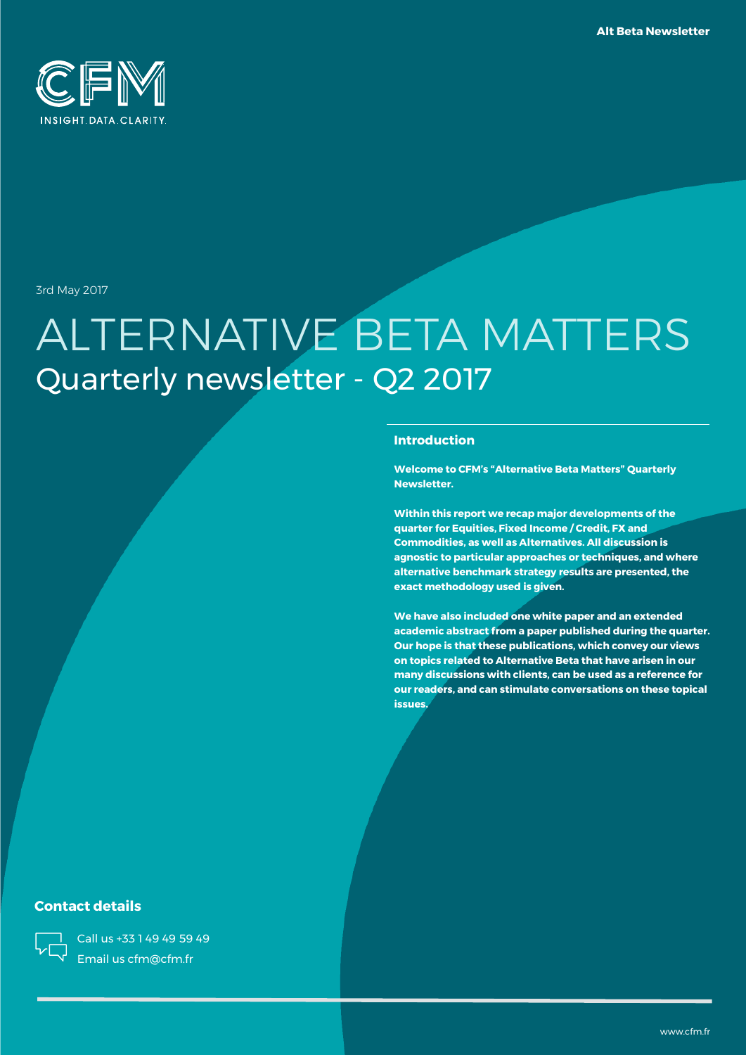CFM

INSIGHT. DATA. CLARITY.

3rd May 2017

# ALTERNATIVE BETA MATTERS

## Quarterly newsletter - Q2 2017

### Introduction

**Welcome to CFM's "Alternative Beta Matters" Quarterly Newsletter.**

**Within this report we recap major developments of the quarter for Equities, Fixed Income / Credit, FX and Commodities, as well as Alternatives. All discussion is agnostic to particular approaches or techniques, and where alternative benchmark strategy results are presented, the exact methodology used is given.**

**We have also included one white paper and an extended academic abstract from a paper published during the quarter. Our hope is that these publications, which convey our views on topics related to Alternative Beta that have arisen in our many discussions with clients, can be used as a reference for our readers, and can stimulate conversations on these topical issues.**

### Contact details

Call us +33 1 49 49 59 49

Email us cfm@cfm.fr

www.cfm.fr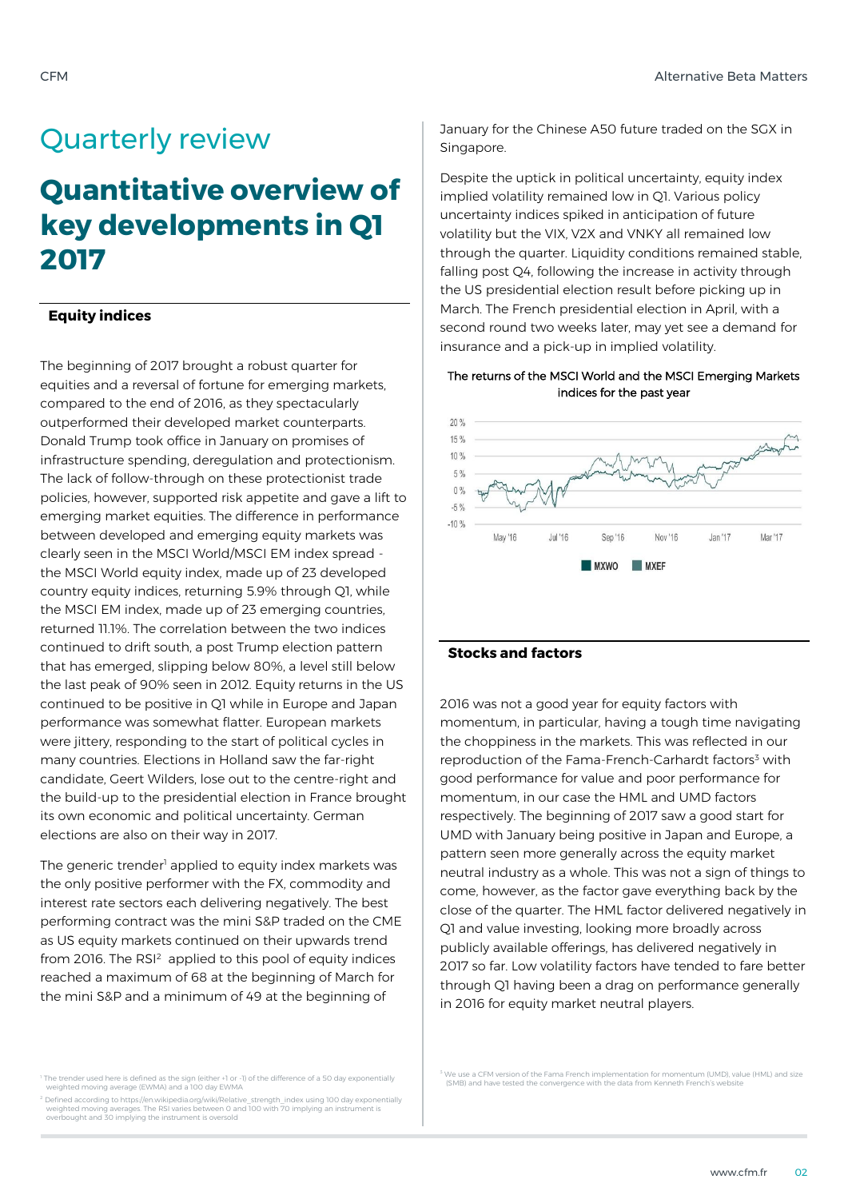# Quarterly review

## Quantitative overview of key developments in Q1 2017

### Equity indices

The beginning of 2017 brought a robust quarter for equities and a reversal of fortune for emerging markets, compared to the end of 2016, as they spectacularly outperformed their developed market counterparts. Donald Trump took office in January on promises of infrastructure spending, deregulation and protectionism. The lack of follow-through on these protectionist trade policies, however, supported risk appetite and gave a lift to emerging market equities. The difference in performance between developed and emerging equity markets was clearly seen in the MSCI World/MSCI EM index spread - the MSCI World equity index, made up of 23 developed country equity indices, returning 5.9% through Q1, while the MSCI EM index, made up of 23 emerging countries, returned 11.1%. The correlation between the two indices continued to drift south, a post Trump election pattern that has emerged, slipping below 80%, a level still below the last peak of 90% seen in 2012. Equity returns in the US continued to be positive in Q1 while in Europe and Japan performance was somewhat flatter. European markets were jittery, responding to the start of political cycles in many countries. Elections in Holland saw the far-right candidate, Geert Wilders, lose out to the centre-right and the build-up to the presidential election in France brought its own economic and political uncertainty. German elections are also on their way in 2017.

The generic trender[1] applied to equity index markets was the only positive performer with the FX, commodity and interest rate sectors each delivering negatively. The best performing contract was the mini S&P traded on the CME as US equity markets continued on their upwards trend from 2016. The RSI[2] applied to this pool of equity indices reached a maximum of 68 at the beginning of March for the mini S&P and a minimum of 49 at the beginning of January for the Chinese A50 future traded on the SGX in Singapore.

Despite the uptick in political uncertainty, equity index implied volatility remained low in Q1. Various policy uncertainty indices spiked in anticipation of future volatility but the VIX, V2X and VNKY all remained low through the quarter. Liquidity conditions remained stable, falling post Q4, following the increase in activity through the US presidential election result before picking up in March. The French presidential election in April, with a second round two weeks later, may yet see a demand for insurance and a pick-up in implied volatility.

The returns of the MSCI World and the MSCI Emerging Markets indices for the past year

### Stocks and factors

2016 was not a good year for equity factors with momentum, in particular, having a tough time navigating the choppiness in the markets. This was reflected in our reproduction of the Fama-French-Carhardt factors[3] with good performance for value and poor performance for momentum, in our case the HML and UMD factors respectively. The beginning of 2017 saw a good start for UMD with January being positive in Japan and Europe, a pattern seen more generally across the equity market neutral industry as a whole. This was not a sign of things to come, however, as the factor gave everything back by the close of the quarter. The HML factor delivered negatively in Q1 and value investing, looking more broadly across publicly available offerings, has delivered negatively in 2017 so far. Low volatility factors have tended to fare better through Q1 having been a drag on performance generally in 2016 for equity market neutral players.

[1] The trender used here is defined as the sign (either +1 or -1) of the difference of a 50 day exponentially weighted moving average (EWMA) and a 100 day EWMA

[2] Defined according to https://en.wikipedia.org/wiki/Relative_strength_index using 100 day exponentially weighted moving averages. The RSI varies between 0 and 100 with 70 implying an instrument is overbought and 30 implying the instrument is oversold

[3] We use a CFM version of the Fama French implementation for momentum (UMD), value (HML) and size (SMB) and have tested the convergence with the data from Kenneth French's website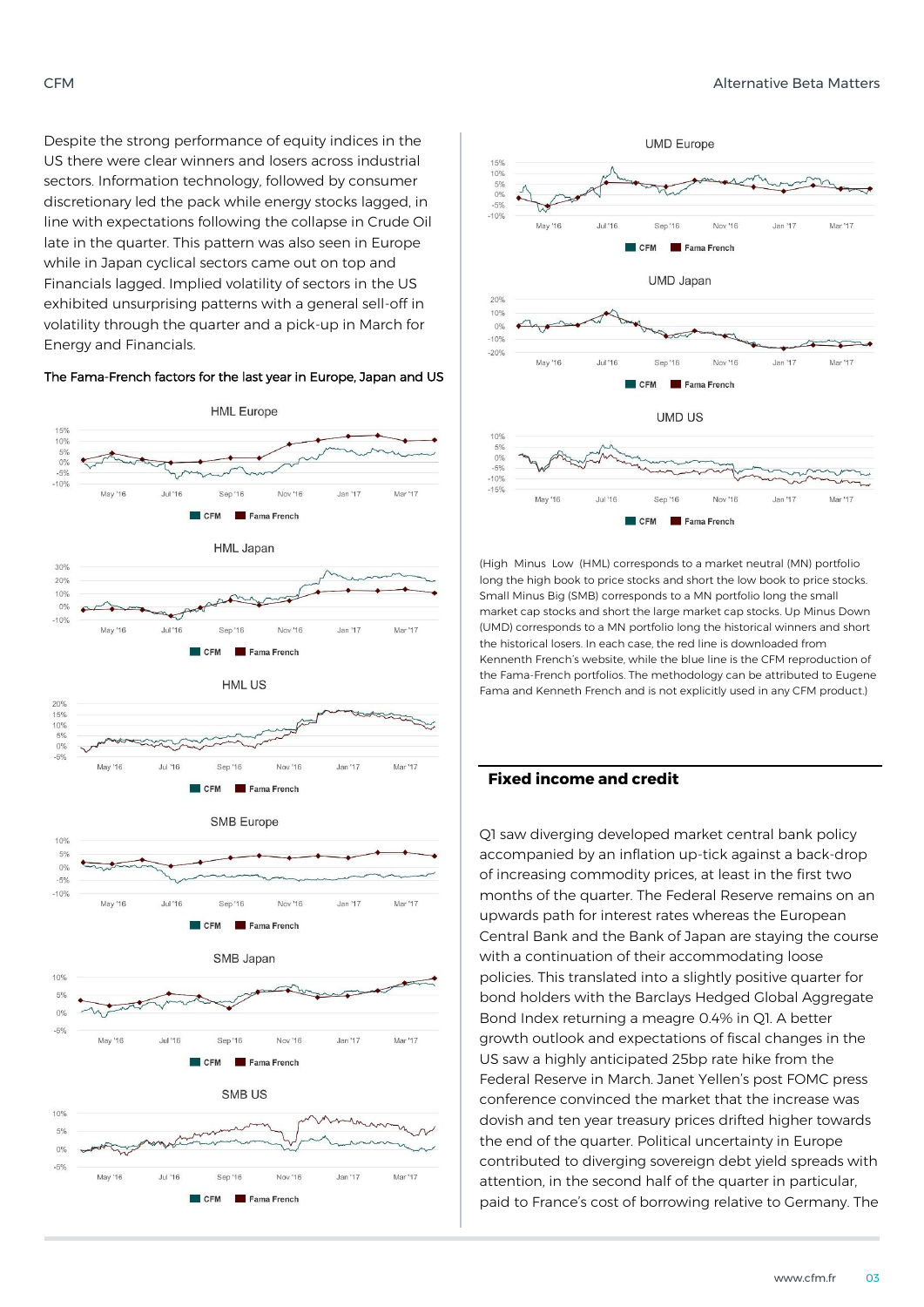Despite the strong performance of equity indices in the US there were clear winners and losers across industrial sectors. Information technology, followed by consumer discretionary led the pack while energy stocks lagged, in line with expectations following the collapse in Crude Oil late in the quarter. This pattern was also seen in Europe while in Japan cyclical sectors came out on top and Financials lagged. Implied volatility of sectors in the US exhibited unsurprising patterns with a general sell-off in volatility through the quarter and a pick-up in March for Energy and Financials.

The Fama-French factors for the last year in Europe, Japan and US

(High Minus Low (HML) corresponds to a market neutral (MN) portfolio long the high book to price stocks and short the low book to price stocks. Small Minus Big (SMB) corresponds to a MN portfolio long the small market cap stocks and short the large market cap stocks. Up Minus Down (UMD) corresponds to a MN portfolio long the historical winners and short the historical losers. In each case, the red line is downloaded from Kennenth French's website, while the blue line is the CFM reproduction of the Fama-French portfolios. The methodology can be attributed to Eugene Fama and Kenneth French and is not explicitly used in any CFM product.)

## Fixed income and credit

Q1 saw diverging developed market central bank policy accompanied by an inflation up-tick against a back-drop of increasing commodity prices, at least in the first two months of the quarter. The Federal Reserve remains on an upwards path for interest rates whereas the European Central Bank and the Bank of Japan are staying the course with a continuation of their accommodating loose policies. This translated into a slightly positive quarter for bond holders with the Barclays Hedged Global Aggregate Bond Index returning a meagre 0.4% in Q1. A better growth outlook and expectations of fiscal changes in the US saw a highly anticipated 25bp rate hike from the Federal Reserve in March. Janet Yellen's post FOMC press conference convinced the market that the increase was dovish and ten year treasury prices drifted higher towards the end of the quarter. Political uncertainty in Europe contributed to diverging sovereign debt yield spreads with attention, in the second half of the quarter in particular, paid to France's cost of borrowing relative to Germany. The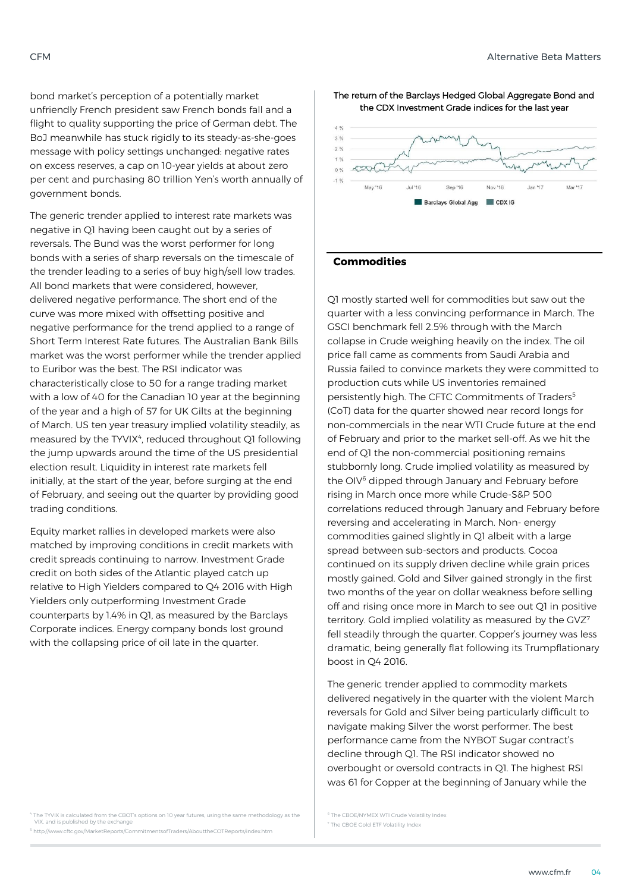bond market's perception of a potentially market unfriendly French president saw French bonds fall and a flight to quality supporting the price of German debt. The BoJ meanwhile has stuck rigidly to its steady-as-she-goes message with policy settings unchanged: negative rates on excess reserves, a cap on 10-year yields at about zero per cent and purchasing 80 trillion Yen's worth annually of government bonds.

The generic trender applied to interest rate markets was negative in Q1 having been caught out by a series of reversals. The Bund was the worst performer for long bonds with a series of sharp reversals on the timescale of the trender leading to a series of buy high/sell low trades. All bond markets that were considered, however, delivered negative performance. The short end of the curve was more mixed with offsetting positive and negative performance for the trend applied to a range of Short Term Interest Rate futures. The Australian Bank Bills market was the worst performer while the trender applied to Euribor was the best. The RSI indicator was characteristically close to 50 for a range trading market with a low of 40 for the Canadian 10 year at the beginning of the year and a high of 57 for UK Gilts at the beginning of March. US ten year treasury implied volatility steadily, as measured by the TYVIX[4], reduced throughout Q1 following the jump upwards around the time of the US presidential election result. Liquidity in interest rate markets fell initially, at the start of the year, before surging at the end of February, and seeing out the quarter by providing good trading conditions.

Equity market rallies in developed markets were also matched by improving conditions in credit markets with credit spreads continuing to narrow. Investment Grade credit on both sides of the Atlantic played catch up relative to High Yielders compared to Q4 2016 with High Yielders only outperforming Investment Grade counterparts by 1.4% in Q1, as measured by the Barclays Corporate indices. Energy company bonds lost ground with the collapsing price of oil late in the quarter.

The return of the Barclays Hedged Global Aggregate Bond and the CDX Investment Grade indices for the last year

## Commodities

Q1 mostly started well for commodities but saw out the quarter with a less convincing performance in March. The GSCI benchmark fell 2.5% through with the March collapse in Crude weighing heavily on the index. The oil price fall came as comments from Saudi Arabia and Russia failed to convince markets they were committed to production cuts while US inventories remained persistently high. The CFTC Commitments of Traders[5] (CoT) data for the quarter showed near record longs for non-commercials in the near WTI Crude future at the end of February and prior to the market sell-off. As we hit the end of Q1 the non-commercial positioning remains stubbornly long. Crude implied volatility as measured by the OIV[6] dipped through January and February before rising in March once more while Crude-S&P 500 correlations reduced through January and February before reversing and accelerating in March. Non- energy commodities gained slightly in Q1 albeit with a large spread between sub-sectors and products. Cocoa continued on its supply driven decline while grain prices mostly gained. Gold and Silver gained strongly in the first two months of the year on dollar weakness before selling off and rising once more in March to see out Q1 in positive territory. Gold implied volatility as measured by the GVZ[7] fell steadily through the quarter. Copper's journey was less dramatic, being generally flat following its Trumpflationary boost in Q4 2016.

The generic trender applied to commodity markets delivered negatively in the quarter with the violent March reversals for Gold and Silver being particularly difficult to navigate making Silver the worst performer. The best performance came from the NYBOT Sugar contract's decline through Q1. The RSI indicator showed no overbought or oversold contracts in Q1. The highest RSI was 61 for Copper at the beginning of January while the

[4] The TYVIX is calculated from the CBOT's options on 10 year futures, using the same methodology as the VIX, and is published by the exchange

[5] http://www.cftc.gov/MarketReports/CommitmentsofTraders/AbouttheCOTReports/index.htm

[6] The CBOE/NYMEX WTI Crude Volatility Index

[7] The CBOE Gold ETF Volatility Index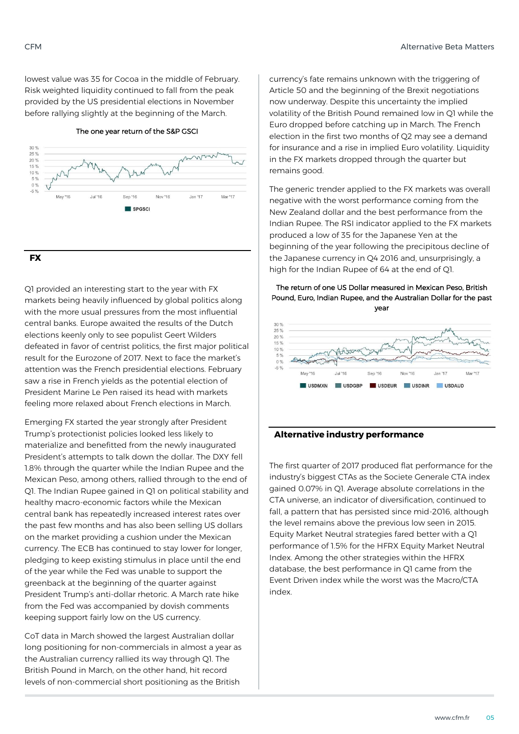lowest value was 35 for Cocoa in the middle of February. Risk weighted liquidity continued to fall from the peak provided by the US presidential elections in November before rallying slightly at the beginning of the March.

The one year return of the S&P GSCI

## FX

Q1 provided an interesting start to the year with FX markets being heavily influenced by global politics along with the more usual pressures from the most influential central banks. Europe awaited the results of the Dutch elections keenly only to see populist Geert Wilders defeated in favor of centrist politics, the first major political result for the Eurozone of 2017. Next to face the market's attention was the French presidential elections. February saw a rise in French yields as the potential election of President Marine Le Pen raised its head with markets feeling more relaxed about French elections in March.

Emerging FX started the year strongly after President Trump's protectionist policies looked less likely to materialize and benefitted from the newly inaugurated President's attempts to talk down the dollar. The DXY fell 1.8% through the quarter while the Indian Rupee and the Mexican Peso, among others, rallied through to the end of Q1. The Indian Rupee gained in Q1 on political stability and healthy macro-economic factors while the Mexican central bank has repeatedly increased interest rates over the past few months and has also been selling US dollars on the market providing a cushion under the Mexican currency. The ECB has continued to stay lower for longer, pledging to keep existing stimulus in place until the end of the year while the Fed was unable to support the greenback at the beginning of the quarter against President Trump's anti-dollar rhetoric. A March rate hike from the Fed was accompanied by dovish comments keeping support fairly low on the US currency.

CoT data in March showed the largest Australian dollar long positioning for non-commercials in almost a year as the Australian currency rallied its way through Q1. The British Pound in March, on the other hand, hit record levels of non-commercial short positioning as the British currency's fate remains unknown with the triggering of Article 50 and the beginning of the Brexit negotiations now underway. Despite this uncertainty the implied volatility of the British Pound remained low in Q1 while the Euro dropped before catching up in March. The French election in the first two months of Q2 may see a demand for insurance and a rise in implied Euro volatility. Liquidity in the FX markets dropped through the quarter but remains good.

The generic trender applied to the FX markets was overall negative with the worst performance coming from the New Zealand dollar and the best performance from the Indian Rupee. The RSI indicator applied to the FX markets produced a low of 35 for the Japanese Yen at the beginning of the year following the precipitous decline of the Japanese currency in Q4 2016 and, unsurprisingly, a high for the Indian Rupee of 64 at the end of Q1.

The return of one US Dollar measured in Mexican Peso, British Pound, Euro, Indian Rupee, and the Australian Dollar for the past year

## Alternative industry performance

The first quarter of 2017 produced flat performance for the industry's biggest CTAs as the Societe Generale CTA index gained 0.07% in Q1. Average absolute correlations in the CTA universe, an indicator of diversification, continued to fall, a pattern that has persisted since mid-2016, although the level remains above the previous low seen in 2015. Equity Market Neutral strategies fared better with a Q1 performance of 1.5% for the HFRX Equity Market Neutral Index. Among the other strategies within the HFRX database, the best performance in Q1 came from the Event Driven index while the worst was the Macro/CTA index.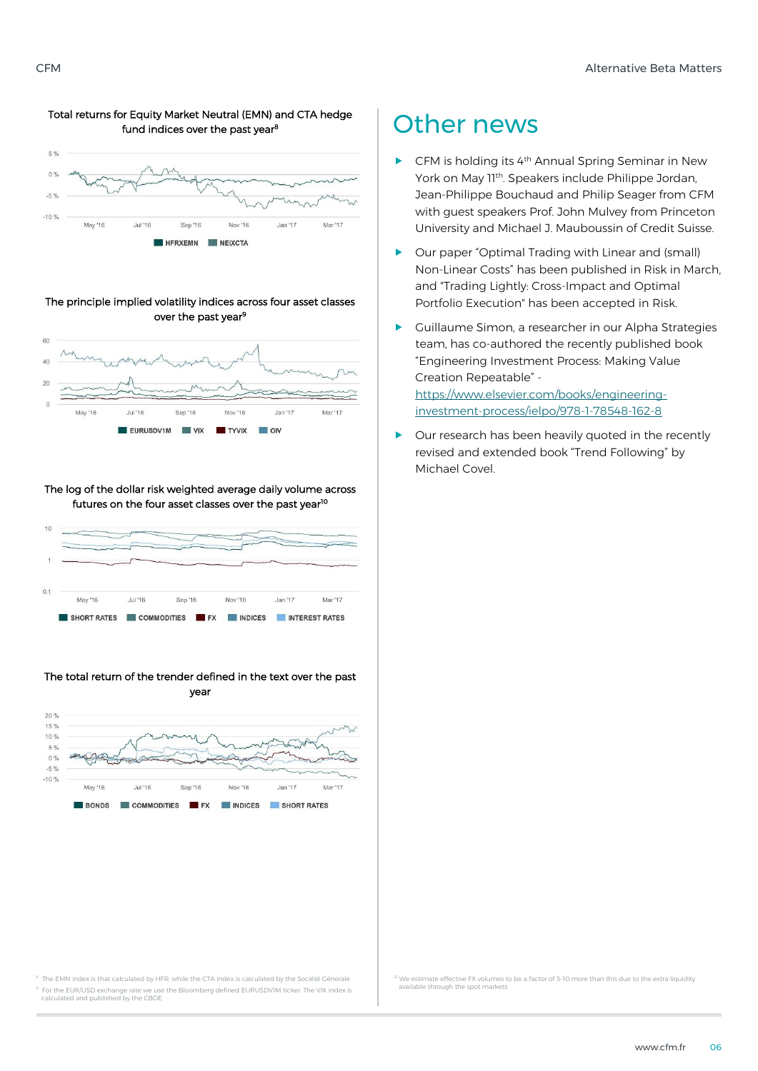Total returns for Equity Market Neutral (EMN) and CTA hedge fund indices over the past year[8]

HFRXEMN NEIXCTA

The principle implied volatility indices across four asset classes over the past year[9]

EURUSDV1M VIX TYVIX OIV

The log of the dollar risk weighted average daily volume across futures on the four asset classes over the past year[10]

SHORT RATES COMMODITIES FX INDICES INTEREST RATES

The total return of the trender defined in the text over the past year

BONDS COMMODITIES FX INDICES SHORT RATES

# Other news

- CFM is holding its 4th Annual Spring Seminar in New York on May 11th. Speakers include Philippe Jordan, Jean-Philippe Bouchaud and Philip Seager from CFM with guest speakers Prof. John Mulvey from Princeton University and Michael J. Mauboussin of Credit Suisse.
- Our paper "Optimal Trading with Linear and (small) Non-Linear Costs" has been published in Risk in March, and "Trading Lightly: Cross-Impact and Optimal Portfolio Execution" has been accepted in Risk.
- Guillaume Simon, a researcher in our Alpha Strategies team, has co-authored the recently published book "Engineering Investment Process: Making Value Creation Repeatable" - https://www.elsevier.com/books/engineering-investment-process/ielpo/978-1-78548-162-8
- Our research has been heavily quoted in the recently revised and extended book "Trend Following" by Michael Covel.

[8] The EMN index is that calculated by HFR, while the CTA index is calculated by the Société Génerale

[9] For the EUR/USD exchange rate we use the Bloomberg defined EURUSDV1M ticker. The VIX index is calculated and published by the CBOE

[10] We estimate effective FX volumes to be a factor of 5-10 more than this due to the extra liquidity available through the spot markets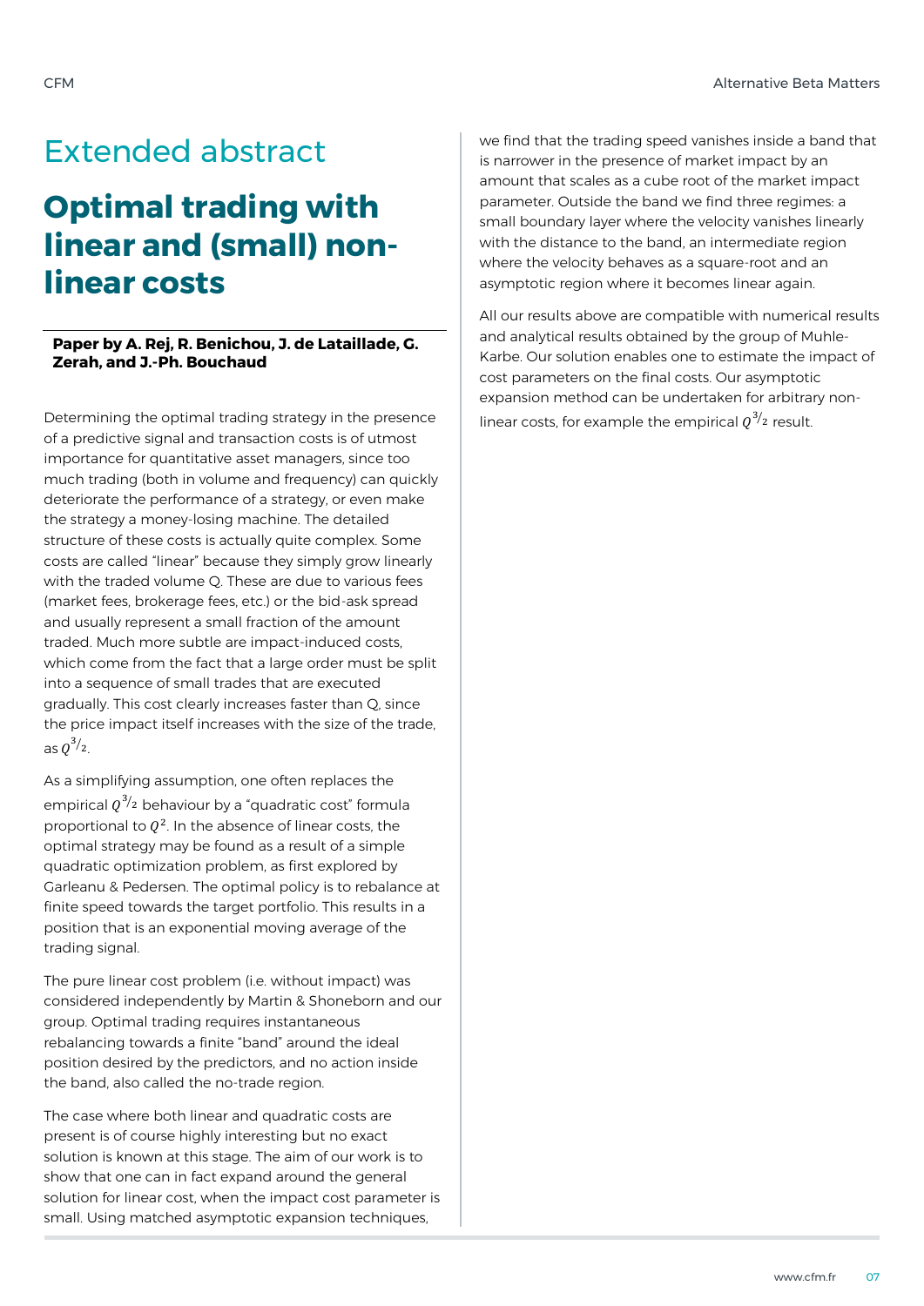# Extended abstract

## Optimal trading with linear and (small) non-linear costs

**Paper by A. Rej, R. Benichou, J. de Lataillade, G. Zerah, and J.-Ph. Bouchaud**

Determining the optimal trading strategy in the presence of a predictive signal and transaction costs is of utmost importance for quantitative asset managers, since too much trading (both in volume and frequency) can quickly deteriorate the performance of a strategy, or even make the strategy a money-losing machine. The detailed structure of these costs is actually quite complex. Some costs are called "linear" because they simply grow linearly with the traded volume Q. These are due to various fees (market fees, brokerage fees, etc.) or the bid-ask spread and usually represent a small fraction of the amount traded. Much more subtle are impact-induced costs, which come from the fact that a large order must be split into a sequence of small trades that are executed gradually. This cost clearly increases faster than Q, since the price impact itself increases with the size of the trade, as $Q^{3/2}$.

As a simplifying assumption, one often replaces the empirical $Q^{3/2}$ behaviour by a "quadratic cost" formula proportional to $Q^2$. In the absence of linear costs, the optimal strategy may be found as a result of a simple quadratic optimization problem, as first explored by Garleanu & Pedersen. The optimal policy is to rebalance at finite speed towards the target portfolio. This results in a position that is an exponential moving average of the trading signal.

The pure linear cost problem (i.e. without impact) was considered independently by Martin & Shoneborn and our group. Optimal trading requires instantaneous rebalancing towards a finite "band" around the ideal position desired by the predictors, and no action inside the band, also called the no-trade region.

The case where both linear and quadratic costs are present is of course highly interesting but no exact solution is known at this stage. The aim of our work is to show that one can in fact expand around the general solution for linear cost, when the impact cost parameter is small. Using matched asymptotic expansion techniques, we find that the trading speed vanishes inside a band that is narrower in the presence of market impact by an amount that scales as a cube root of the market impact parameter. Outside the band we find three regimes: a small boundary layer where the velocity vanishes linearly with the distance to the band, an intermediate region where the velocity behaves as a square-root and an asymptotic region where it becomes linear again.

All our results above are compatible with numerical results and analytical results obtained by the group of Muhle-Karbe. Our solution enables one to estimate the impact of cost parameters on the final costs. Our asymptotic expansion method can be undertaken for arbitrary non-linear costs, for example the empirical $Q^{3/2}$ result.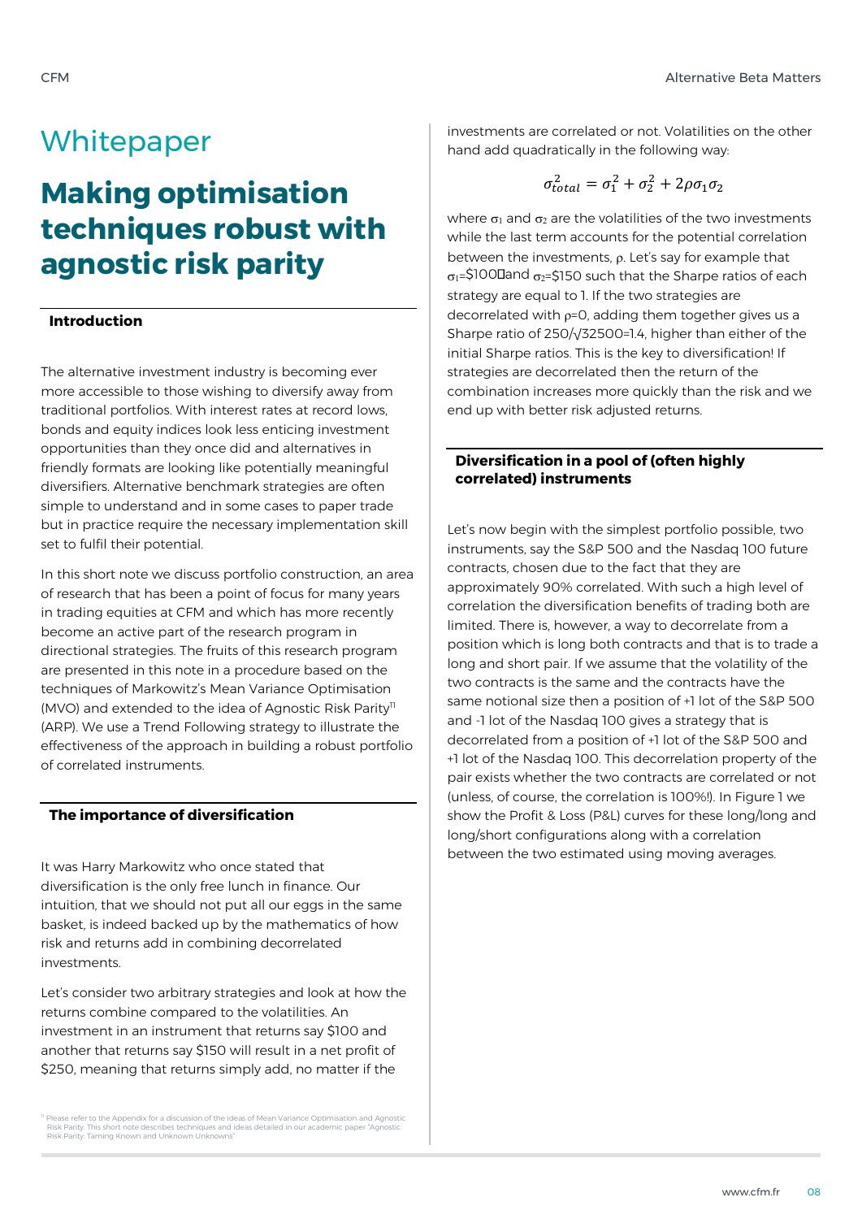# Whitepaper

# Making optimisation techniques robust with agnostic risk parity

## Introduction

The alternative investment industry is becoming ever more accessible to those wishing to diversify away from traditional portfolios. With interest rates at record lows, bonds and equity indices look less enticing investment opportunities than they once did and alternatives in friendly formats are looking like potentially meaningful diversifiers. Alternative benchmark strategies are often simple to understand and in some cases to paper trade but in practice require the necessary implementation skill set to fulfil their potential.

In this short note we discuss portfolio construction, an area of research that has been a point of focus for many years in trading equities at CFM and which has more recently become an active part of the research program in directional strategies. The fruits of this research program are presented in this note in a procedure based on the techniques of Markowitz's Mean Variance Optimisation (MVO) and extended to the idea of Agnostic Risk Parity[1] (ARP). We use a Trend Following strategy to illustrate the effectiveness of the approach in building a robust portfolio of correlated instruments.

## The importance of diversification

It was Harry Markowitz who once stated that diversification is the only free lunch in finance. Our intuition, that we should not put all our eggs in the same basket, is indeed backed up by the mathematics of how risk and returns add in combining decorrelated investments.

Let's consider two arbitrary strategies and look at how the returns combine compared to the volatilities. An investment in an instrument that returns say \$100 and another that returns say \$150 will result in a net profit of \$250, meaning that returns simply add, no matter if the investments are correlated or not. Volatilities on the other hand add quadratically in the following way:

$$\sigma_{total}^2 = \sigma_1^2 + \sigma_2^2 + 2\rho\sigma_1\sigma_2$$

where $\sigma_1$ and $\sigma_2$ are the volatilities of the two investments while the last term accounts for the potential correlation between the investments, $\rho$. Let's say for example that $\sigma_1$=\$100 and $\sigma_2$=\$150 such that the Sharpe ratios of each strategy are equal to 1. If the two strategies are decorrelated with $\rho$=0, adding them together gives us a Sharpe ratio of 250/√32500=1.4, higher than either of the initial Sharpe ratios. This is the key to diversification! If strategies are decorrelated then the return of the combination increases more quickly than the risk and we end up with better risk adjusted returns.

## Diversification in a pool of (often highly correlated) instruments

Let's now begin with the simplest portfolio possible, two instruments, say the S&P 500 and the Nasdaq 100 future contracts, chosen due to the fact that they are approximately 90% correlated. With such a high level of correlation the diversification benefits of trading both are limited. There is, however, a way to decorrelate from a position which is long both contracts and that is to trade a long and short pair. If we assume that the volatility of the two contracts is the same and the contracts have the same notional size then a position of +1 lot of the S&P 500 and -1 lot of the Nasdaq 100 gives a strategy that is decorrelated from a position of +1 lot of the S&P 500 and +1 lot of the Nasdaq 100. This decorrelation property of the pair exists whether the two contracts are correlated or not (unless, of course, the correlation is 100%!). In Figure 1 we show the Profit & Loss (P&L) curves for these long/long and long/short configurations along with a correlation between the two estimated using moving averages.

[1] Please refer to the Appendix for a discussion of the ideas of Mean Variance Optimisation and Agnostic Risk Parity. This short note describes techniques and ideas detailed in our academic paper "Agnostic Risk Parity: Taming Known and Unknown Unknowns"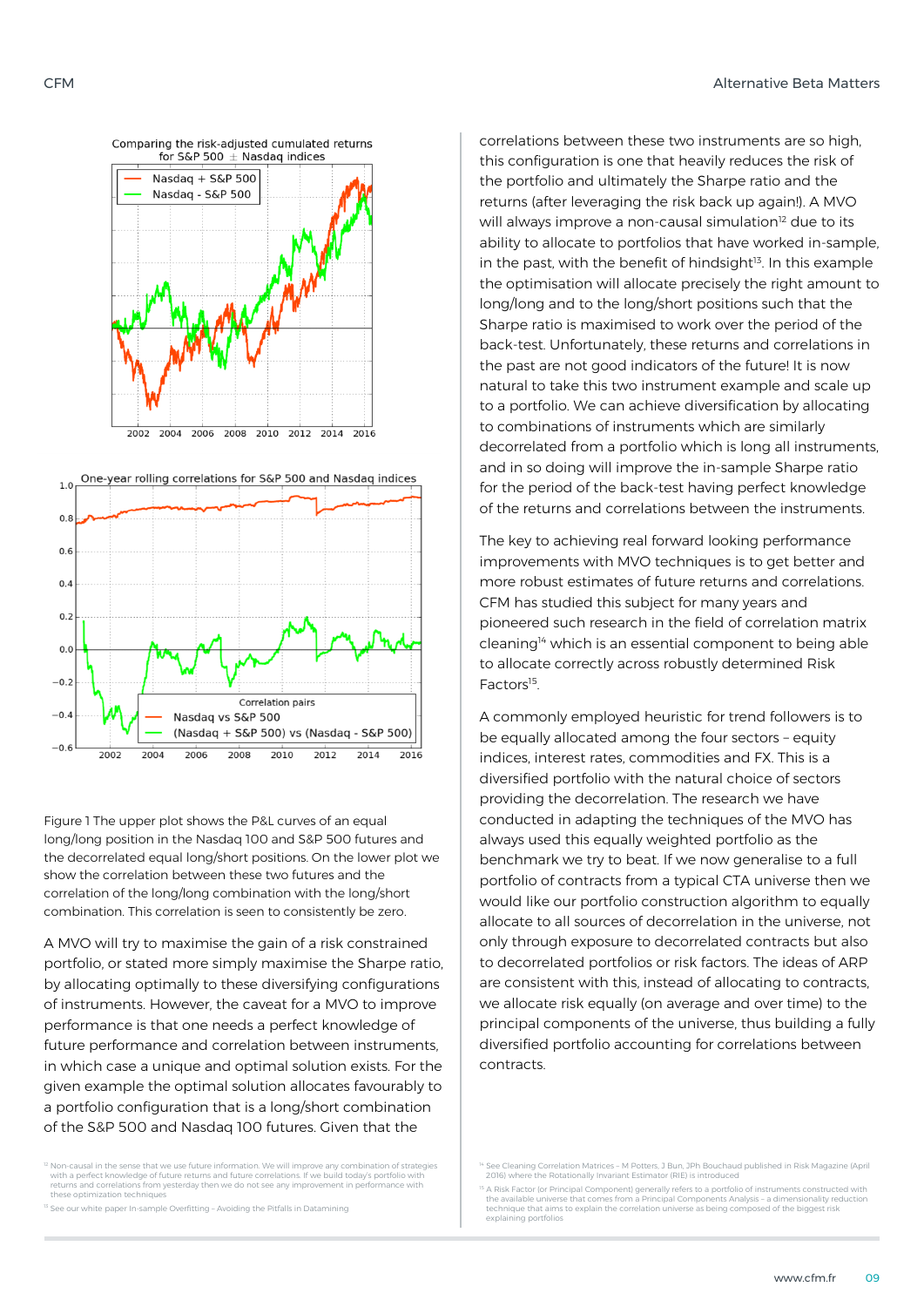Figure 1 The upper plot shows the P&L curves of an equal long/long position in the Nasdaq 100 and S&P 500 futures and the decorrelated equal long/short positions. On the lower plot we show the correlation between these two futures and the correlation of the long/long combination with the long/short combination. This correlation is seen to consistently be zero.

A MVO will try to maximise the gain of a risk constrained portfolio, or stated more simply maximise the Sharpe ratio, by allocating optimally to these diversifying configurations of instruments. However, the caveat for a MVO to improve performance is that one needs a perfect knowledge of future performance and correlation between instruments, in which case a unique and optimal solution exists. For the given example the optimal solution allocates favourably to a portfolio configuration that is a long/short combination of the S&P 500 and Nasdaq 100 futures. Given that the correlations between these two instruments are so high, this configuration is one that heavily reduces the risk of the portfolio and ultimately the Sharpe ratio and the returns (after leveraging the risk back up again!). A MVO will always improve a non-causal simulation[12] due to its ability to allocate to portfolios that have worked in-sample, in the past, with the benefit of hindsight[13]. In this example the optimisation will allocate precisely the right amount to long/long and to the long/short positions such that the Sharpe ratio is maximised to work over the period of the back-test. Unfortunately, these returns and correlations in the past are not good indicators of the future! It is now natural to take this two instrument example and scale up to a portfolio. We can achieve diversification by allocating to combinations of instruments which are similarly decorrelated from a portfolio which is long all instruments, and in so doing will improve the in-sample Sharpe ratio for the period of the back-test having perfect knowledge of the returns and correlations between the instruments.

The key to achieving real forward looking performance improvements with MVO techniques is to get better and more robust estimates of future returns and correlations. CFM has studied this subject for many years and pioneered such research in the field of correlation matrix cleaning[14] which is an essential component to being able to allocate correctly across robustly determined Risk Factors[15].

A commonly employed heuristic for trend followers is to be equally allocated among the four sectors – equity indices, interest rates, commodities and FX. This is a diversified portfolio with the natural choice of sectors providing the decorrelation. The research we have conducted in adapting the techniques of the MVO has always used this equally weighted portfolio as the benchmark we try to beat. If we now generalise to a full portfolio of contracts from a typical CTA universe then we would like our portfolio construction algorithm to equally allocate to all sources of decorrelation in the universe, not only through exposure to decorrelated contracts but also to decorrelated portfolios or risk factors. The ideas of ARP are consistent with this, instead of allocating to contracts, we allocate risk equally (on average and over time) to the principal components of the universe, thus building a fully diversified portfolio accounting for correlations between contracts.

[12] Non-causal in the sense that we use future information. We will improve any combination of strategies with a perfect knowledge of future returns and future correlations. If we build today's portfolio with returns and correlations from yesterday then we do not see any improvement in performance with these optimization techniques

[13] See our white paper In-sample Overfitting – Avoiding the Pitfalls in Datamining

[14] See Cleaning Correlation Matrices – M Potters, J Bun, JPh Bouchaud published in Risk Magazine (April 2016) where the Rotationally Invariant Estimator (RIE) is introduced

[15] A Risk Factor (or Principal Component) generally refers to a portfolio of instruments constructed with the available universe that comes from a Principal Components Analysis – a dimensionality reduction technique that aims to explain the correlation universe as being composed of the biggest risk explaining portfolios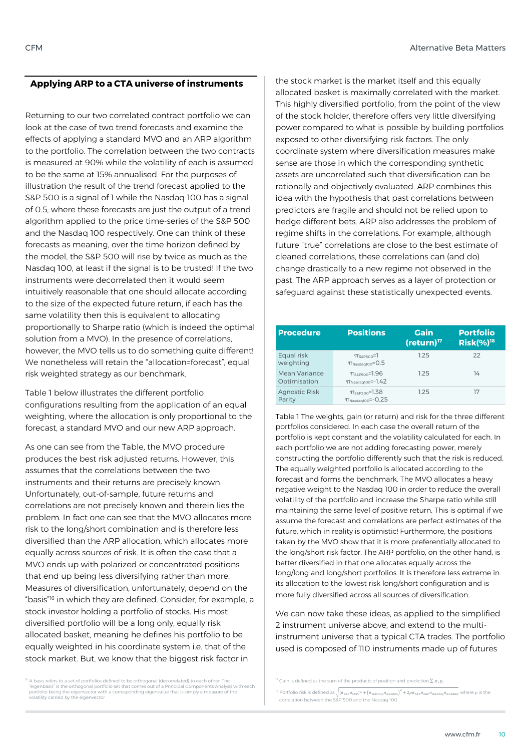## Applying ARP to a CTA universe of instruments

Returning to our two correlated contract portfolio we can look at the case of two trend forecasts and examine the effects of applying a standard MVO and an ARP algorithm to the portfolio. The correlation between the two contracts is measured at 90% while the volatility of each is assumed to be the same at 15% annualised. For the purposes of illustration the result of the trend forecast applied to the S&P 500 is a signal of 1 while the Nasdaq 100 has a signal of 0.5, where these forecasts are just the output of a trend algorithm applied to the price time-series of the S&P 500 and the Nasdaq 100 respectively. One can think of these forecasts as meaning, over the time horizon defined by the model, the S&P 500 will rise by twice as much as the Nasdaq 100, at least if the signal is to be trusted! If the two instruments were decorrelated then it would seem intuitively reasonable that one should allocate according to the size of the expected future return, if each has the same volatility then this is equivalent to allocating proportionally to Sharpe ratio (which is indeed the optimal solution from a MVO). In the presence of correlations, however, the MVO tells us to do something quite different! We nonetheless will retain the "allocation=forecast", equal risk weighted strategy as our benchmark.

Table 1 below illustrates the different portfolio configurations resulting from the application of an equal weighting, where the allocation is only proportional to the forecast, a standard MVO and our new ARP approach.

As one can see from the Table, the MVO procedure produces the best risk adjusted returns. However, this assumes that the correlations between the two instruments and their returns are precisely known. Unfortunately, out-of-sample, future returns and correlations are not precisely known and therein lies the problem. In fact one can see that the MVO allocates more risk to the long/short combination and is therefore less diversified than the ARP allocation, which allocates more equally across sources of risk. It is often the case that a MVO ends up with polarized or concentrated positions that end up being less diversifying rather than more. Measures of diversification, unfortunately, depend on the "basis"[16] in which they are defined. Consider, for example, a stock investor holding a portfolio of stocks. His most diversified portfolio will be a long only, equally risk allocated basket, meaning he defines his portfolio to be equally weighted in his coordinate system i.e. that of the stock market. But, we know that the biggest risk factor in the stock market is the market itself and this equally allocated basket is maximally correlated with the market. This highly diversified portfolio, from the point of the view of the stock holder, therefore offers very little diversifying power compared to what is possible by building portfolios exposed to other diversifying risk factors. The only coordinate system where diversification measures make sense are those in which the corresponding synthetic assets are uncorrelated such that diversification can be rationally and objectively evaluated. ARP combines this idea with the hypothesis that past correlations between predictors are fragile and should not be relied upon to hedge different bets. ARP also addresses the problem of regime shifts in the correlations. For example, although future "true" correlations are close to the best estimate of cleaned correlations, these correlations can (and do) change drastically to a new regime not observed in the past. The ARP approach serves as a layer of protection or safeguard against these statistically unexpected events.

| Procedure | Positions | Gain (return)[17] | Portfolio Risk(%)[18] |
|---|---|---|---|
| Equal risk weighting | $\pi_{S\&P500}=1$ $\pi_{Nasdaq100}=0.5$ | 1.25 | 22 |
| Mean Variance Optimisation | $\pi_{S\&P500}=1.96$ $\pi_{Nasdaq100}=-1.42$ | 1.25 | 14 |
| Agnostic Risk Parity | $\pi_{S\&P500}=1.38$ $\pi_{Nasdaq100}=-0.25$ | 1.25 | 17 |

Table 1 The weights, gain (or return) and risk for the three different portfolios considered. In each case the overall return of the portfolio is kept constant and the volatility calculated for each. In each portfolio we are not adding forecasting power, merely constructing the portfolio differently such that the risk is reduced. The equally weighted portfolio is allocated according to the forecast and forms the benchmark. The MVO allocates a heavy negative weight to the Nasdaq 100 in order to reduce the overall volatility of the portfolio and increase the Sharpe ratio while still maintaining the same level of positive return. This is optimal if we assume the forecast and correlations are perfect estimates of the future, which in reality is optimistic! Furthermore, the positions taken by the MVO show that it is more preferentially allocated to the long/short risk factor. The ARP portfolio, on the other hand, is better diversified in that one allocates equally across the long/long and long/short portfolios. It is therefore less extreme in its allocation to the lowest risk long/short configuration and is more fully diversified across all sources of diversification.

We can now take these ideas, as applied to the simplified 2 instrument universe above, and extend to the multi-instrument universe that a typical CTA trades. The portfolio used is composed of 110 instruments made up of futures

[16] A basis refers to a set of portfolios defined to be orthogonal (decorrelated) to each other. The "eigenbasis" is the orthogonal portfolio set that comes out of a Principal Components Analysis with each portfolio being the eigenvector with a corresponding eigenvalue that is simply a measure of the volatility carried by the eigenvector

[17] Gain is defined as the sum of the products of position and prediction $\sum_i \pi_i p_i$

[18] Portfolio risk is defined as $\sqrt{(\pi_{S\&P}\sigma_{S\&P})^2 + (\pi_{Nasdaq}\sigma_{Nasdaq})^2 + 2\rho\pi_{S\&P}\sigma_{S\&P}\pi_{Nasdaq}\sigma_{Nasdaq}}$, where $\rho$ is the correlation between the S&P 500 and the Nasdaq 100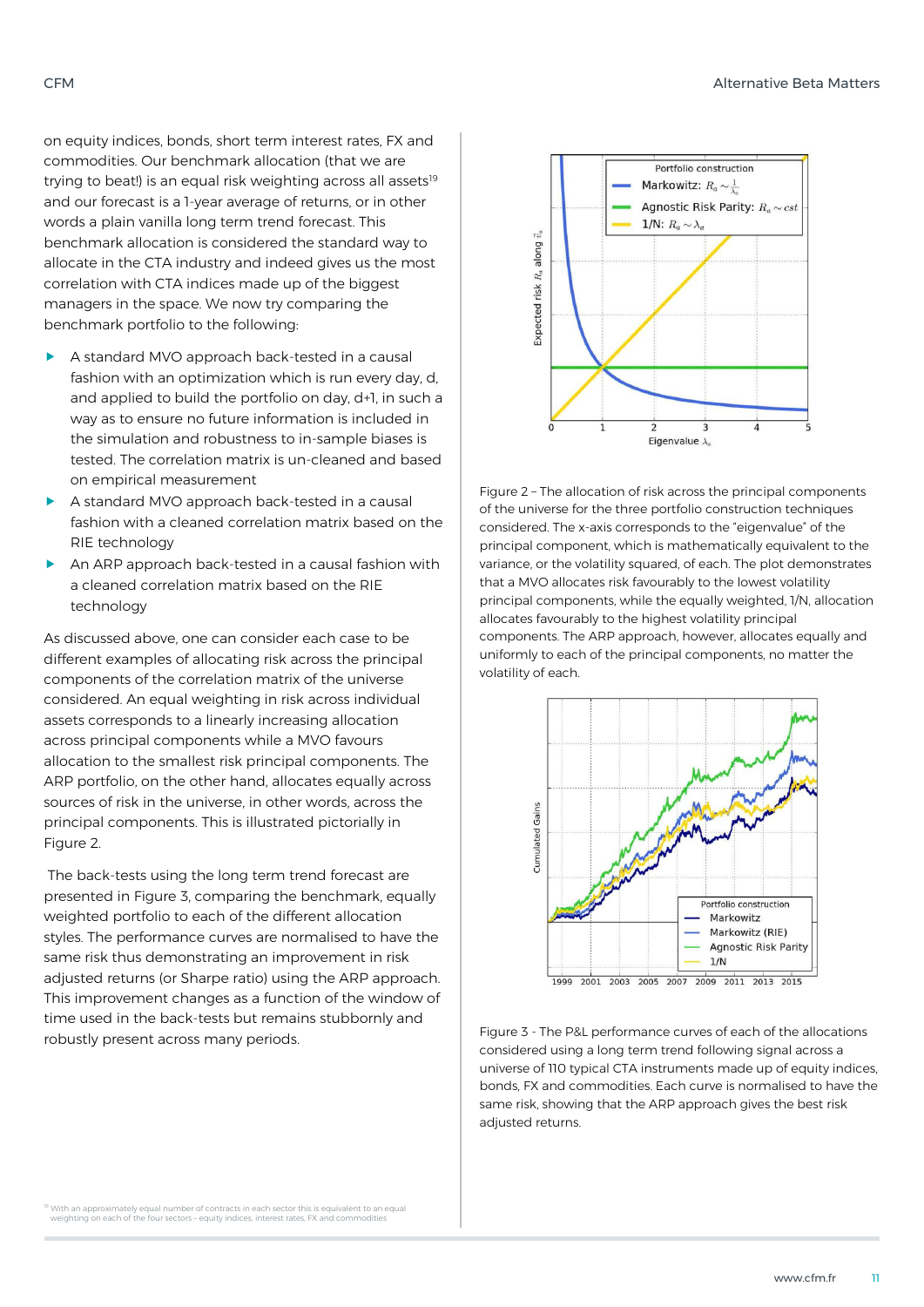on equity indices, bonds, short term interest rates, FX and commodities. Our benchmark allocation (that we are trying to beat!) is an equal risk weighting across all assets[19] and our forecast is a 1-year average of returns, or in other words a plain vanilla long term trend forecast. This benchmark allocation is considered the standard way to allocate in the CTA industry and indeed gives us the most correlation with CTA indices made up of the biggest managers in the space. We now try comparing the benchmark portfolio to the following:

- A standard MVO approach back-tested in a causal fashion with an optimization which is run every day, d, and applied to build the portfolio on day, d+1, in such a way as to ensure no future information is included in the simulation and robustness to in-sample biases is tested. The correlation matrix is un-cleaned and based on empirical measurement
- A standard MVO approach back-tested in a causal fashion with a cleaned correlation matrix based on the RIE technology
- An ARP approach back-tested in a causal fashion with a cleaned correlation matrix based on the RIE technology

As discussed above, one can consider each case to be different examples of allocating risk across the principal components of the correlation matrix of the universe considered. An equal weighting in risk across individual assets corresponds to a linearly increasing allocation across principal components while a MVO favours allocation to the smallest risk principal components. The ARP portfolio, on the other hand, allocates equally across sources of risk in the universe, in other words, across the principal components. This is illustrated pictorially in Figure 2.

The back-tests using the long term trend forecast are presented in Figure 3, comparing the benchmark, equally weighted portfolio to each of the different allocation styles. The performance curves are normalised to have the same risk thus demonstrating an improvement in risk adjusted returns (or Sharpe ratio) using the ARP approach. This improvement changes as a function of the window of time used in the back-tests but remains stubbornly and robustly present across many periods.

Figure 2 – The allocation of risk across the principal components of the universe for the three portfolio construction techniques considered. The x-axis corresponds to the "eigenvalue" of the principal component, which is mathematically equivalent to the variance, or the volatility squared, of each. The plot demonstrates that a MVO allocates risk favourably to the lowest volatility principal components, while the equally weighted, 1/N, allocation allocates favourably to the highest volatility principal components. The ARP approach, however, allocates equally and uniformly to each of the principal components, no matter the volatility of each.

Figure 3 - The P&L performance curves of each of the allocations considered using a long term trend following signal across a universe of 110 typical CTA instruments made up of equity indices, bonds, FX and commodities. Each curve is normalised to have the same risk, showing that the ARP approach gives the best risk adjusted returns.

[19] With an approximately equal number of contracts in each sector this is equivalent to an equal weighting on each of the four sectors – equity indices, interest rates, FX and commodities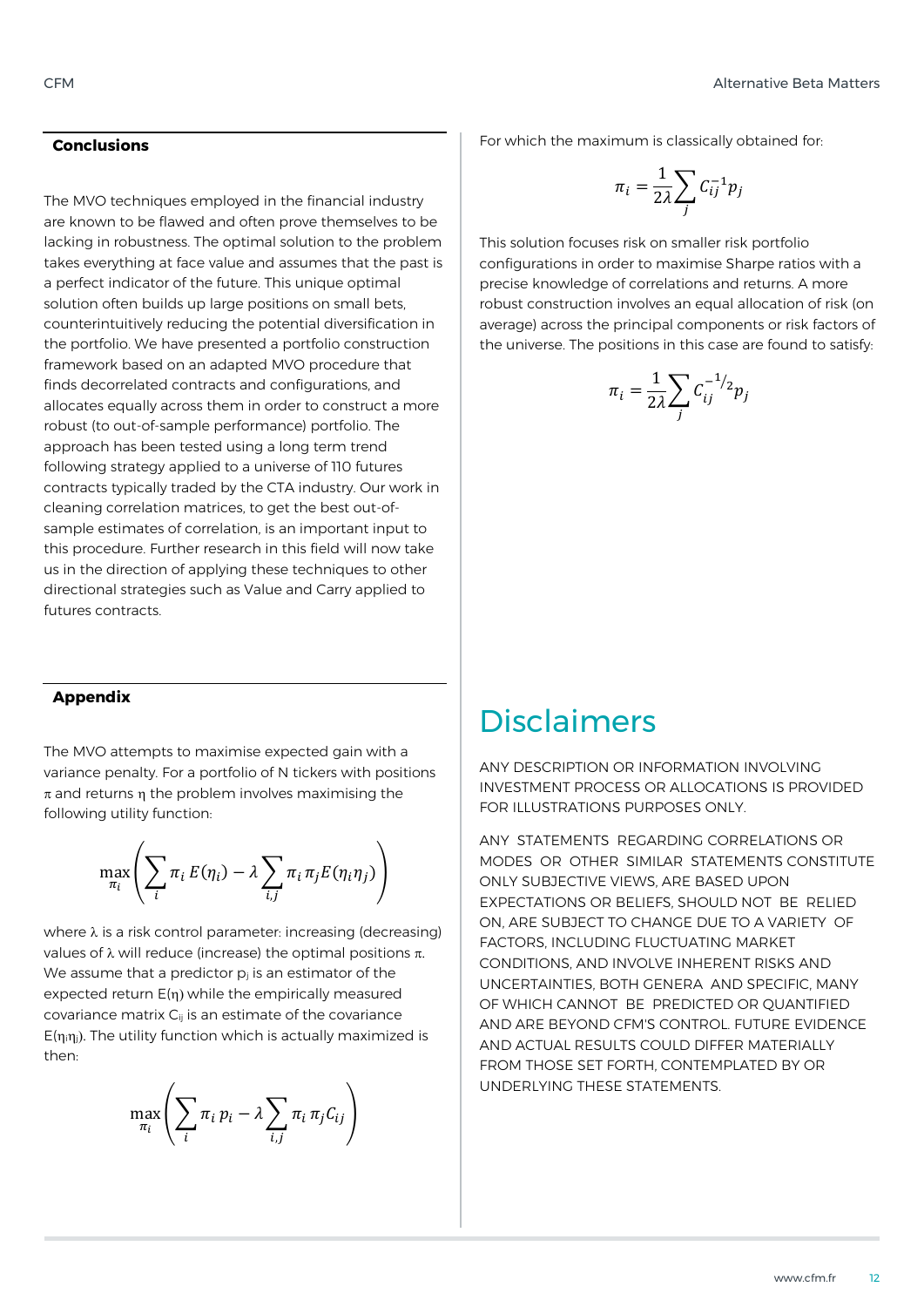## Conclusions

The MVO techniques employed in the financial industry are known to be flawed and often prove themselves to be lacking in robustness. The optimal solution to the problem takes everything at face value and assumes that the past is a perfect indicator of the future. This unique optimal solution often builds up large positions on small bets, counterintuitively reducing the potential diversification in the portfolio. We have presented a portfolio construction framework based on an adapted MVO procedure that finds decorrelated contracts and configurations, and allocates equally across them in order to construct a more robust (to out-of-sample performance) portfolio. The approach has been tested using a long term trend following strategy applied to a universe of 110 futures contracts typically traded by the CTA industry. Our work in cleaning correlation matrices, to get the best out-of-sample estimates of correlation, is an important input to this procedure. Further research in this field will now take us in the direction of applying these techniques to other directional strategies such as Value and Carry applied to futures contracts.

## Appendix

The MVO attempts to maximise expected gain with a variance penalty. For a portfolio of N tickers with positions $\pi$ and returns $\eta$ the problem involves maximising the following utility function:

$$\max_{\pi_i}\left(\sum_i \pi_i\, E(\eta_i) - \lambda \sum_{i,j} \pi_i\, \pi_j E(\eta_i \eta_j)\right)$$

where $\lambda$ is a risk control parameter: increasing (decreasing) values of $\lambda$ will reduce (increase) the optimal positions $\pi$. We assume that a predictor $p_i$ is an estimator of the expected return $E(\eta)$ while the empirically measured covariance matrix $C_{ij}$ is an estimate of the covariance $E(\eta_i\eta_j)$. The utility function which is actually maximized is then:

$$\max_{\pi_i}\left(\sum_i \pi_i\, p_i - \lambda \sum_{i,j} \pi_i\, \pi_j C_{ij}\right)$$

For which the maximum is classically obtained for:

$$\pi_i = \frac{1}{2\lambda}\sum_j C_{ij}^{-1} p_j$$

This solution focuses risk on smaller risk portfolio configurations in order to maximise Sharpe ratios with a precise knowledge of correlations and returns. A more robust construction involves an equal allocation of risk (on average) across the principal components or risk factors of the universe. The positions in this case are found to satisfy:

$$\pi_i = \frac{1}{2\lambda}\sum_j C_{ij}^{-1/2} p_j$$

# Disclaimers

ANY DESCRIPTION OR INFORMATION INVOLVING INVESTMENT PROCESS OR ALLOCATIONS IS PROVIDED FOR ILLUSTRATIONS PURPOSES ONLY.

ANY STATEMENTS REGARDING CORRELATIONS OR MODES OR OTHER SIMILAR STATEMENTS CONSTITUTE ONLY SUBJECTIVE VIEWS, ARE BASED UPON EXPECTATIONS OR BELIEFS, SHOULD NOT BE RELIED ON, ARE SUBJECT TO CHANGE DUE TO A VARIETY OF FACTORS, INCLUDING FLUCTUATING MARKET CONDITIONS, AND INVOLVE INHERENT RISKS AND UNCERTAINTIES, BOTH GENERA AND SPECIFIC, MANY OF WHICH CANNOT BE PREDICTED OR QUANTIFIED AND ARE BEYOND CFM'S CONTROL. FUTURE EVIDENCE AND ACTUAL RESULTS COULD DIFFER MATERIALLY FROM THOSE SET FORTH, CONTEMPLATED BY OR UNDERLYING THESE STATEMENTS.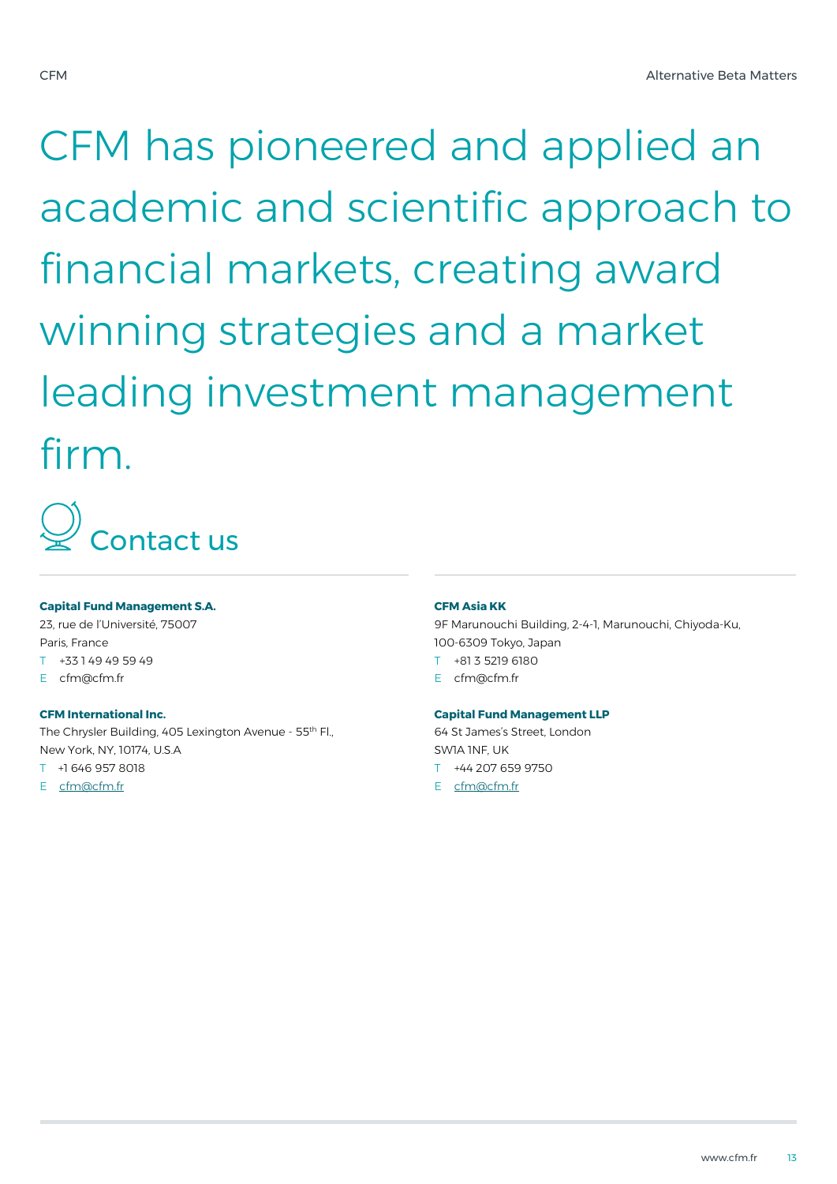CFM has pioneered and applied an academic and scientific approach to financial markets, creating award winning strategies and a market leading investment management firm.

## Contact us

**Capital Fund Management S.A.**
23, rue de l'Université, 75007
Paris, France
T +33 1 49 49 59 49
E cfm@cfm.fr

**CFM International Inc.**
The Chrysler Building, 405 Lexington Avenue - 55th Fl.,
New York, NY, 10174, U.S.A
T +1 646 957 8018
E cfm@cfm.fr

**CFM Asia KK**
9F Marunouchi Building, 2-4-1, Marunouchi, Chiyoda-Ku,
100-6309 Tokyo, Japan
T +81 3 5219 6180
E cfm@cfm.fr

**Capital Fund Management LLP**
64 St James's Street, London
SW1A 1NF, UK
T +44 207 659 9750
E cfm@cfm.fr